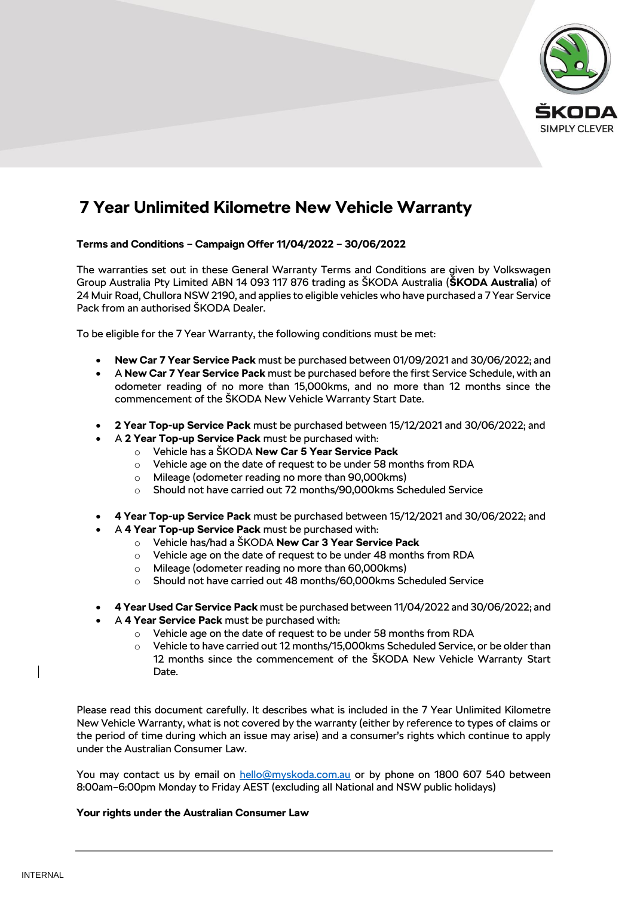# 7 Year Unlimited Kilometre New Vehicle Warranty

**Terms and Conditions – Campaign Offer 11/04/2022 – 30/06/2022**

The warranties set out in these General Warranty Terms and Conditions are given by Volkswagen Group Australia Pty Limited ABN 14 093 117 876 trading as ŠKODA Australia (**ŠKODA Australia**) of 24 Muir Road, Chullora NSW 2190, and applies to eligible vehicles who have purchased a 7 Year Service Pack from an authorised ŠKODA Dealer.

To be eligible for the 7 Year Warranty, the following conditions must be met:

- **New Car 7 Year Service Pack** must be purchased between 01/09/2021 and 30/06/2022; and
- A **New Car 7 Year Service Pack** must be purchased before the first Service Schedule, with an odometer reading of no more than 15,000kms, and no more than 12 months since the commencement of the ŠKODA New Vehicle Warranty Start Date.

- **2 Year Top-up Service Pack** must be purchased between 15/12/2021 and 30/06/2022; and
- A **2 Year Top-up Service Pack** must be purchased with:
  - Vehicle has a ŠKODA **New Car 5 Year Service Pack**
  - Vehicle age on the date of request to be under 58 months from RDA
  - Mileage (odometer reading no more than 90,000kms)
  - Should not have carried out 72 months/90,000kms Scheduled Service

- **4 Year Top-up Service Pack** must be purchased between 15/12/2021 and 30/06/2022; and
- A **4 Year Top-up Service Pack** must be purchased with:
  - Vehicle has/had a ŠKODA **New Car 3 Year Service Pack**
  - Vehicle age on the date of request to be under 48 months from RDA
  - Mileage (odometer reading no more than 60,000kms)
  - Should not have carried out 48 months/60,000kms Scheduled Service

- **4 Year Used Car Service Pack** must be purchased between 11/04/2022 and 30/06/2022; and
- A **4 Year Service Pack** must be purchased with:
  - Vehicle age on the date of request to be under 58 months from RDA
  - Vehicle to have carried out 12 months/15,000kms Scheduled Service, or be older than 12 months since the commencement of the ŠKODA New Vehicle Warranty Start Date.

Please read this document carefully. It describes what is included in the 7 Year Unlimited Kilometre New Vehicle Warranty, what is not covered by the warranty (either by reference to types of claims or the period of time during which an issue may arise) and a consumer's rights which continue to apply under the Australian Consumer Law.

You may contact us by email on hello@myskoda.com.au or by phone on 1800 607 540 between 8:00am–6:00pm Monday to Friday AEST (excluding all National and NSW public holidays)

**Your rights under the Australian Consumer Law**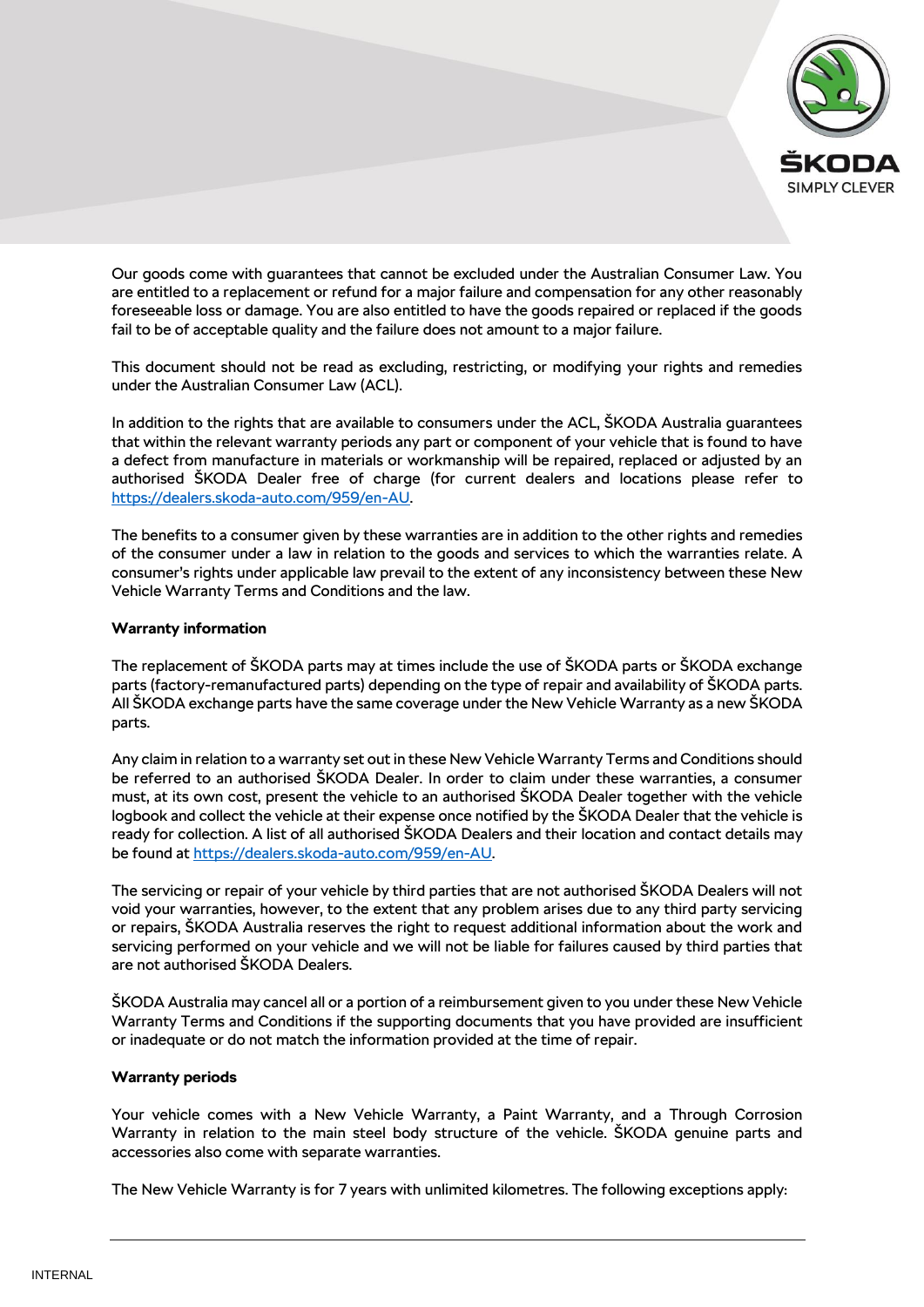Our goods come with guarantees that cannot be excluded under the Australian Consumer Law. You are entitled to a replacement or refund for a major failure and compensation for any other reasonably foreseeable loss or damage. You are also entitled to have the goods repaired or replaced if the goods fail to be of acceptable quality and the failure does not amount to a major failure.

This document should not be read as excluding, restricting, or modifying your rights and remedies under the Australian Consumer Law (ACL).

In addition to the rights that are available to consumers under the ACL, ŠKODA Australia guarantees that within the relevant warranty periods any part or component of your vehicle that is found to have a defect from manufacture in materials or workmanship will be repaired, replaced or adjusted by an authorised ŠKODA Dealer free of charge (for current dealers and locations please refer to https://dealers.skoda-auto.com/959/en-AU.

The benefits to a consumer given by these warranties are in addition to the other rights and remedies of the consumer under a law in relation to the goods and services to which the warranties relate. A consumer's rights under applicable law prevail to the extent of any inconsistency between these New Vehicle Warranty Terms and Conditions and the law.

**Warranty information**

The replacement of ŠKODA parts may at times include the use of ŠKODA parts or ŠKODA exchange parts (factory-remanufactured parts) depending on the type of repair and availability of ŠKODA parts. All ŠKODA exchange parts have the same coverage under the New Vehicle Warranty as a new ŠKODA parts.

Any claim in relation to a warranty set out in these New Vehicle Warranty Terms and Conditions should be referred to an authorised ŠKODA Dealer. In order to claim under these warranties, a consumer must, at its own cost, present the vehicle to an authorised ŠKODA Dealer together with the vehicle logbook and collect the vehicle at their expense once notified by the ŠKODA Dealer that the vehicle is ready for collection. A list of all authorised ŠKODA Dealers and their location and contact details may be found at https://dealers.skoda-auto.com/959/en-AU.

The servicing or repair of your vehicle by third parties that are not authorised ŠKODA Dealers will not void your warranties, however, to the extent that any problem arises due to any third party servicing or repairs, ŠKODA Australia reserves the right to request additional information about the work and servicing performed on your vehicle and we will not be liable for failures caused by third parties that are not authorised ŠKODA Dealers.

ŠKODA Australia may cancel all or a portion of a reimbursement given to you under these New Vehicle Warranty Terms and Conditions if the supporting documents that you have provided are insufficient or inadequate or do not match the information provided at the time of repair.

**Warranty periods**

Your vehicle comes with a New Vehicle Warranty, a Paint Warranty, and a Through Corrosion Warranty in relation to the main steel body structure of the vehicle. ŠKODA genuine parts and accessories also come with separate warranties.

The New Vehicle Warranty is for 7 years with unlimited kilometres. The following exceptions apply: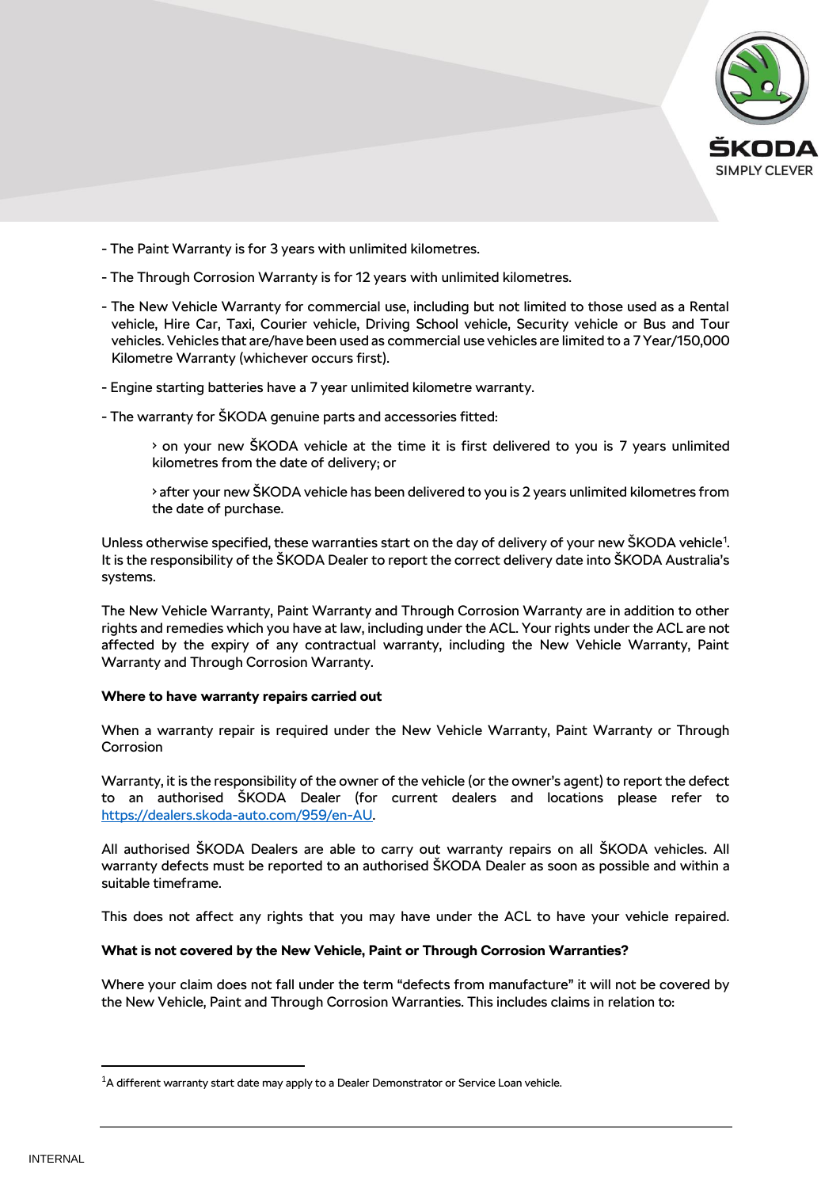- The Paint Warranty is for 3 years with unlimited kilometres.

- The Through Corrosion Warranty is for 12 years with unlimited kilometres.

- The New Vehicle Warranty for commercial use, including but not limited to those used as a Rental vehicle, Hire Car, Taxi, Courier vehicle, Driving School vehicle, Security vehicle or Bus and Tour vehicles. Vehicles that are/have been used as commercial use vehicles are limited to a 7 Year/150,000 Kilometre Warranty (whichever occurs first).

- Engine starting batteries have a 7 year unlimited kilometre warranty.

- The warranty for ŠKODA genuine parts and accessories fitted:

  › on your new ŠKODA vehicle at the time it is first delivered to you is 7 years unlimited kilometres from the date of delivery; or

  › after your new ŠKODA vehicle has been delivered to you is 2 years unlimited kilometres from the date of purchase.

Unless otherwise specified, these warranties start on the day of delivery of your new ŠKODA vehicle[1]. It is the responsibility of the ŠKODA Dealer to report the correct delivery date into ŠKODA Australia's systems.

The New Vehicle Warranty, Paint Warranty and Through Corrosion Warranty are in addition to other rights and remedies which you have at law, including under the ACL. Your rights under the ACL are not affected by the expiry of any contractual warranty, including the New Vehicle Warranty, Paint Warranty and Through Corrosion Warranty.

**Where to have warranty repairs carried out**

When a warranty repair is required under the New Vehicle Warranty, Paint Warranty or Through Corrosion

Warranty, it is the responsibility of the owner of the vehicle (or the owner's agent) to report the defect to an authorised ŠKODA Dealer (for current dealers and locations please refer to https://dealers.skoda-auto.com/959/en-AU.

All authorised ŠKODA Dealers are able to carry out warranty repairs on all ŠKODA vehicles. All warranty defects must be reported to an authorised ŠKODA Dealer as soon as possible and within a suitable timeframe.

This does not affect any rights that you may have under the ACL to have your vehicle repaired.

**What is not covered by the New Vehicle, Paint or Through Corrosion Warranties?**

Where your claim does not fall under the term "defects from manufacture" it will not be covered by the New Vehicle, Paint and Through Corrosion Warranties. This includes claims in relation to:

---

[1] A different warranty start date may apply to a Dealer Demonstrator or Service Loan vehicle.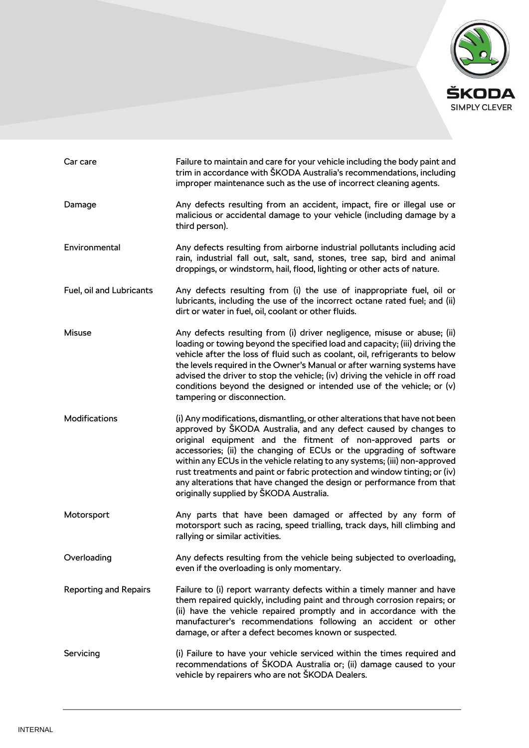| | |
|---|---|
| Car care | Failure to maintain and care for your vehicle including the body paint and trim in accordance with ŠKODA Australia's recommendations, including improper maintenance such as the use of incorrect cleaning agents. |
| Damage | Any defects resulting from an accident, impact, fire or illegal use or malicious or accidental damage to your vehicle (including damage by a third person). |
| Environmental | Any defects resulting from airborne industrial pollutants including acid rain, industrial fall out, salt, sand, stones, tree sap, bird and animal droppings, or windstorm, hail, flood, lighting or other acts of nature. |
| Fuel, oil and Lubricants | Any defects resulting from (i) the use of inappropriate fuel, oil or lubricants, including the use of the incorrect octane rated fuel; and (ii) dirt or water in fuel, oil, coolant or other fluids. |
| Misuse | Any defects resulting from (i) driver negligence, misuse or abuse; (ii) loading or towing beyond the specified load and capacity; (iii) driving the vehicle after the loss of fluid such as coolant, oil, refrigerants to below the levels required in the Owner's Manual or after warning systems have advised the driver to stop the vehicle; (iv) driving the vehicle in off road conditions beyond the designed or intended use of the vehicle; or (v) tampering or disconnection. |
| Modifications | (i) Any modifications, dismantling, or other alterations that have not been approved by ŠKODA Australia, and any defect caused by changes to original equipment and the fitment of non-approved parts or accessories; (ii) the changing of ECUs or the upgrading of software within any ECUs in the vehicle relating to any systems; (iii) non-approved rust treatments and paint or fabric protection and window tinting; or (iv) any alterations that have changed the design or performance from that originally supplied by ŠKODA Australia. |
| Motorsport | Any parts that have been damaged or affected by any form of motorsport such as racing, speed trialling, track days, hill climbing and rallying or similar activities. |
| Overloading | Any defects resulting from the vehicle being subjected to overloading, even if the overloading is only momentary. |
| Reporting and Repairs | Failure to (i) report warranty defects within a timely manner and have them repaired quickly, including paint and through corrosion repairs; or (ii) have the vehicle repaired promptly and in accordance with the manufacturer's recommendations following an accident or other damage, or after a defect becomes known or suspected. |
| Servicing | (i) Failure to have your vehicle serviced within the times required and recommendations of ŠKODA Australia or; (ii) damage caused to your vehicle by repairers who are not ŠKODA Dealers. |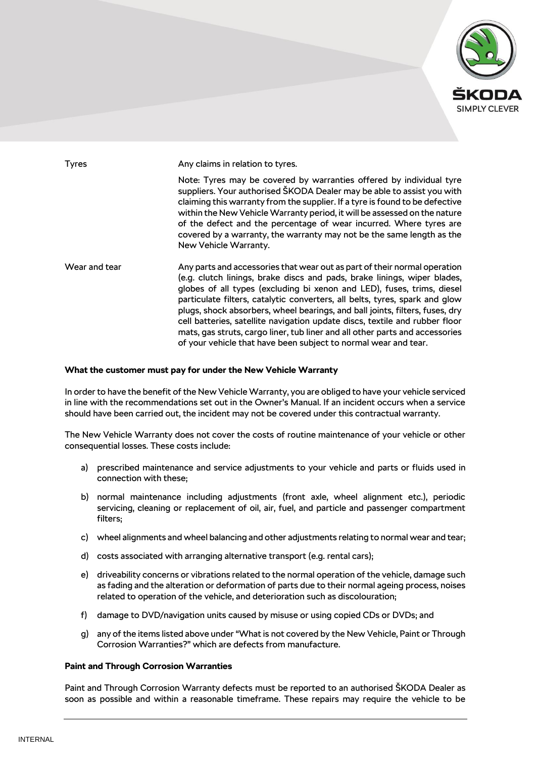| | |
|---|---|
| Tyres | Any claims in relation to tyres.<br><br>Note: Tyres may be covered by warranties offered by individual tyre suppliers. Your authorised ŠKODA Dealer may be able to assist you with claiming this warranty from the supplier. If a tyre is found to be defective within the New Vehicle Warranty period, it will be assessed on the nature of the defect and the percentage of wear incurred. Where tyres are covered by a warranty, the warranty may not be the same length as the New Vehicle Warranty. |
| Wear and tear | Any parts and accessories that wear out as part of their normal operation (e.g. clutch linings, brake discs and pads, brake linings, wiper blades, globes of all types (excluding bi xenon and LED), fuses, trims, diesel particulate filters, catalytic converters, all belts, tyres, spark and glow plugs, shock absorbers, wheel bearings, and ball joints, filters, fuses, dry cell batteries, satellite navigation update discs, textile and rubber floor mats, gas struts, cargo liner, tub liner and all other parts and accessories of your vehicle that have been subject to normal wear and tear. |

**What the customer must pay for under the New Vehicle Warranty**

In order to have the benefit of the New Vehicle Warranty, you are obliged to have your vehicle serviced in line with the recommendations set out in the Owner's Manual. If an incident occurs when a service should have been carried out, the incident may not be covered under this contractual warranty.

The New Vehicle Warranty does not cover the costs of routine maintenance of your vehicle or other consequential losses. These costs include:

a) prescribed maintenance and service adjustments to your vehicle and parts or fluids used in connection with these;

b) normal maintenance including adjustments (front axle, wheel alignment etc.), periodic servicing, cleaning or replacement of oil, air, fuel, and particle and passenger compartment filters;

c) wheel alignments and wheel balancing and other adjustments relating to normal wear and tear;

d) costs associated with arranging alternative transport (e.g. rental cars);

e) driveability concerns or vibrations related to the normal operation of the vehicle, damage such as fading and the alteration or deformation of parts due to their normal ageing process, noises related to operation of the vehicle, and deterioration such as discolouration;

f) damage to DVD/navigation units caused by misuse or using copied CDs or DVDs; and

g) any of the items listed above under "What is not covered by the New Vehicle, Paint or Through Corrosion Warranties?" which are defects from manufacture.

**Paint and Through Corrosion Warranties**

Paint and Through Corrosion Warranty defects must be reported to an authorised ŠKODA Dealer as soon as possible and within a reasonable timeframe. These repairs may require the vehicle to be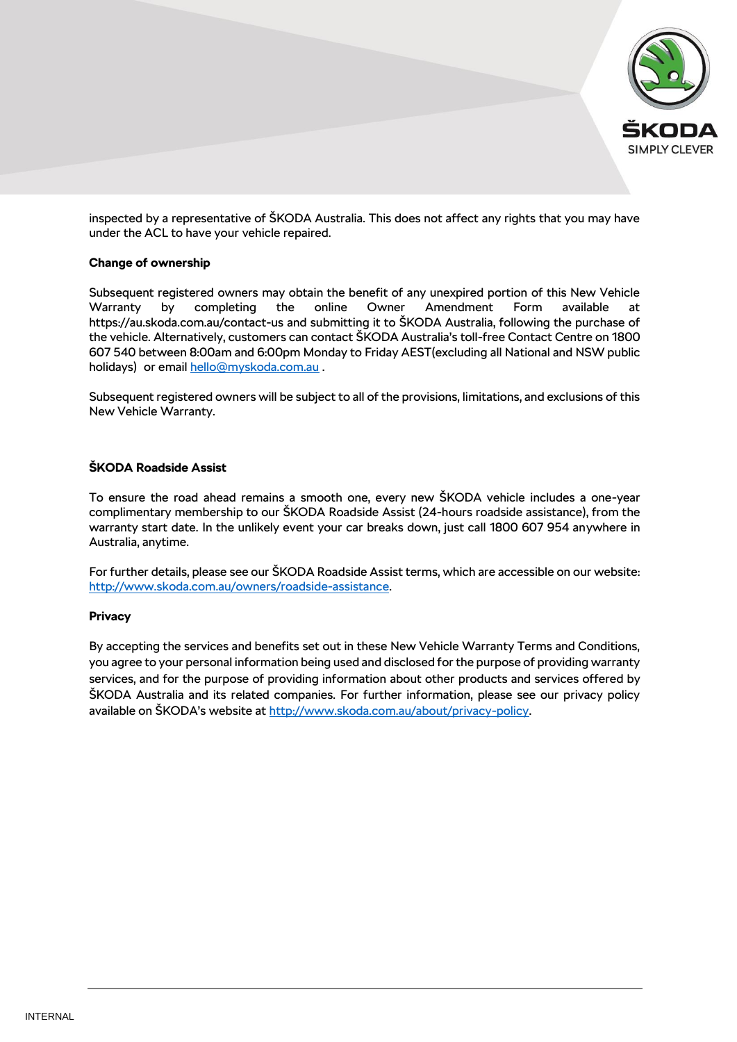inspected by a representative of ŠKODA Australia. This does not affect any rights that you may have under the ACL to have your vehicle repaired.

**Change of ownership**

Subsequent registered owners may obtain the benefit of any unexpired portion of this New Vehicle Warranty by completing the online Owner Amendment Form available at https://au.skoda.com.au/contact-us and submitting it to ŠKODA Australia, following the purchase of the vehicle. Alternatively, customers can contact ŠKODA Australia's toll-free Contact Centre on 1800 607 540 between 8:00am and 6:00pm Monday to Friday AEST(excluding all National and NSW public holidays) or email hello@myskoda.com.au .

Subsequent registered owners will be subject to all of the provisions, limitations, and exclusions of this New Vehicle Warranty.

**ŠKODA Roadside Assist**

To ensure the road ahead remains a smooth one, every new ŠKODA vehicle includes a one-year complimentary membership to our ŠKODA Roadside Assist (24-hours roadside assistance), from the warranty start date. In the unlikely event your car breaks down, just call 1800 607 954 anywhere in Australia, anytime.

For further details, please see our ŠKODA Roadside Assist terms, which are accessible on our website: http://www.skoda.com.au/owners/roadside-assistance.

**Privacy**

By accepting the services and benefits set out in these New Vehicle Warranty Terms and Conditions, you agree to your personal information being used and disclosed for the purpose of providing warranty services, and for the purpose of providing information about other products and services offered by ŠKODA Australia and its related companies. For further information, please see our privacy policy available on ŠKODA's website at http://www.skoda.com.au/about/privacy-policy.